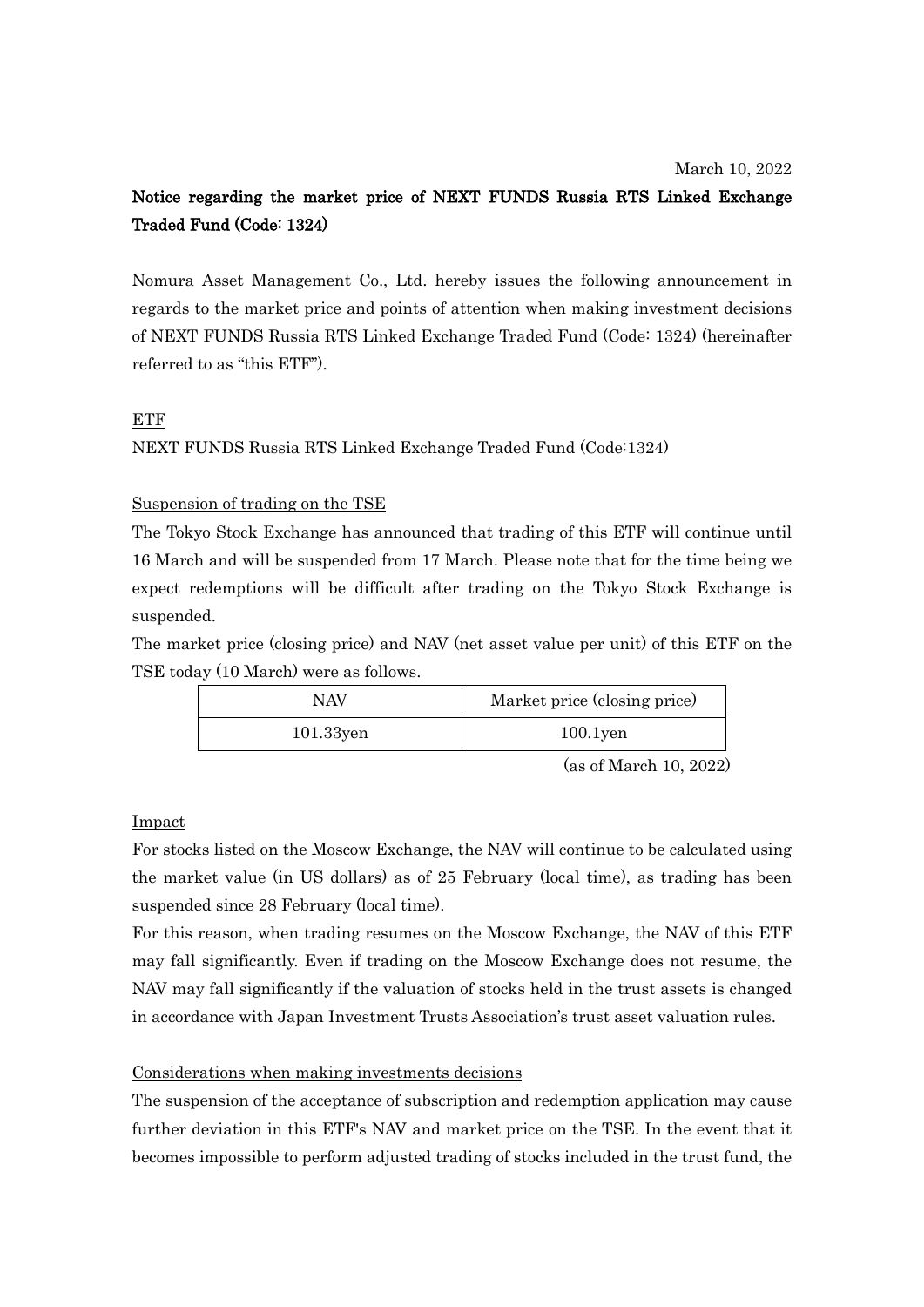March 10, 2022

**Notice regarding the market price of NEXT FUNDS Russia RTS Linked Exchange Traded Fund (Code: 1324)**

Nomura Asset Management Co., Ltd. hereby issues the following announcement in regards to the market price and points of attention when making investment decisions of NEXT FUNDS Russia RTS Linked Exchange Traded Fund (Code: 1324) (hereinafter referred to as "this ETF").

ETF

NEXT FUNDS Russia RTS Linked Exchange Traded Fund (Code:1324)

Suspension of trading on the TSE

The Tokyo Stock Exchange has announced that trading of this ETF will continue until 16 March and will be suspended from 17 March. Please note that for the time being we expect redemptions will be difficult after trading on the Tokyo Stock Exchange is suspended.

The market price (closing price) and NAV (net asset value per unit) of this ETF on the TSE today (10 March) were as follows.

| NAV | Market price (closing price) |
| --- | --- |
| 101.33yen | 100.1yen |

(as of March 10, 2022)

Impact

For stocks listed on the Moscow Exchange, the NAV will continue to be calculated using the market value (in US dollars) as of 25 February (local time), as trading has been suspended since 28 February (local time).

For this reason, when trading resumes on the Moscow Exchange, the NAV of this ETF may fall significantly. Even if trading on the Moscow Exchange does not resume, the NAV may fall significantly if the valuation of stocks held in the trust assets is changed in accordance with Japan Investment Trusts Association's trust asset valuation rules.

Considerations when making investments decisions

The suspension of the acceptance of subscription and redemption application may cause further deviation in this ETF's NAV and market price on the TSE. In the event that it becomes impossible to perform adjusted trading of stocks included in the trust fund, the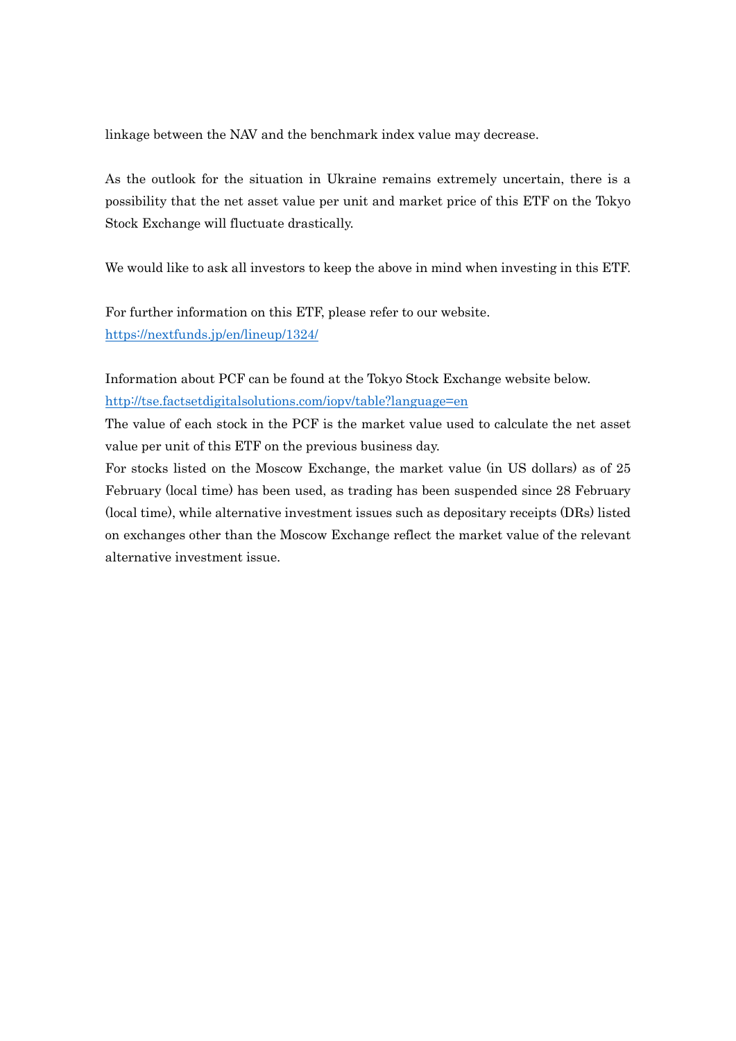linkage between the NAV and the benchmark index value may decrease.

As the outlook for the situation in Ukraine remains extremely uncertain, there is a possibility that the net asset value per unit and market price of this ETF on the Tokyo Stock Exchange will fluctuate drastically.

We would like to ask all investors to keep the above in mind when investing in this ETF.

For further information on this ETF, please refer to our website.
https://nextfunds.jp/en/lineup/1324/

Information about PCF can be found at the Tokyo Stock Exchange website below.
http://tse.factsetdigitalsolutions.com/iopv/table?language=en
The value of each stock in the PCF is the market value used to calculate the net asset value per unit of this ETF on the previous business day.
For stocks listed on the Moscow Exchange, the market value (in US dollars) as of 25 February (local time) has been used, as trading has been suspended since 28 February (local time), while alternative investment issues such as depositary receipts (DRs) listed on exchanges other than the Moscow Exchange reflect the market value of the relevant alternative investment issue.